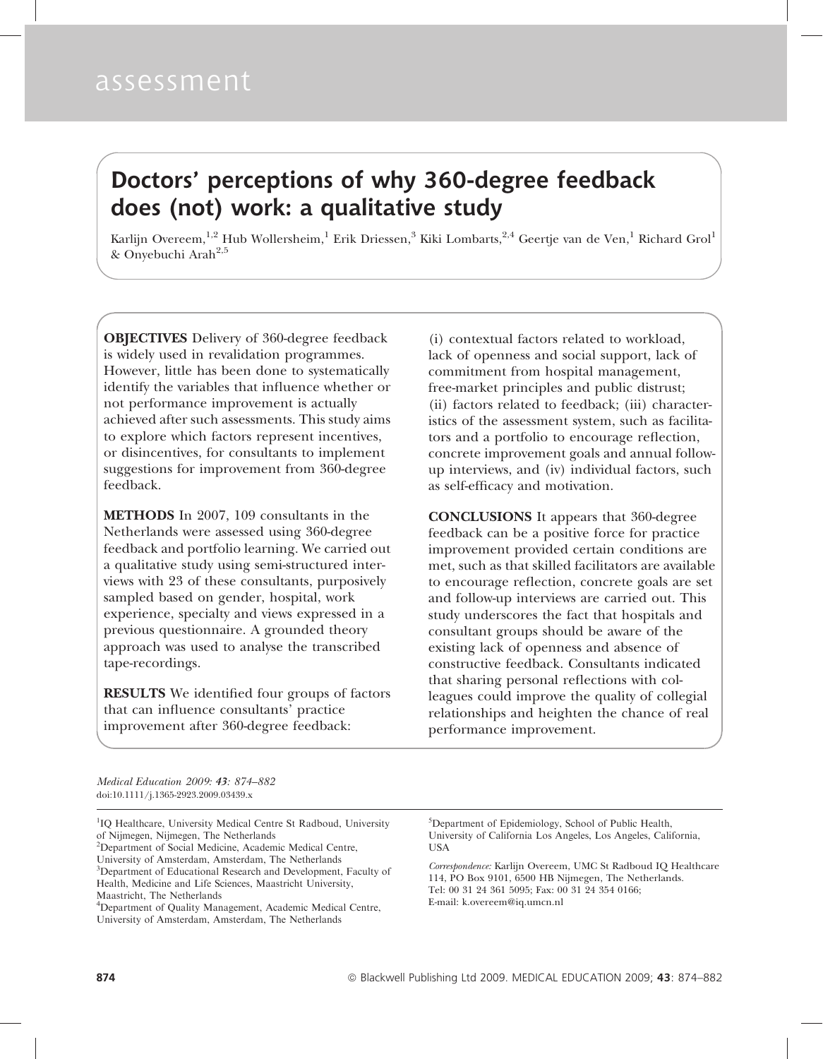assessment

# Doctors' perceptions of why 360-degree feedback does (not) work: a qualitative study

Karlijn Overeem,[1,2] Hub Wollersheim,[1] Erik Driessen,[3] Kiki Lombarts,[2,4] Geertje van de Ven,[1] Richard Grol[1] & Onyebuchi Arah[2,5]

**OBJECTIVES** Delivery of 360-degree feedback is widely used in revalidation programmes. However, little has been done to systematically identify the variables that influence whether or not performance improvement is actually achieved after such assessments. This study aims to explore which factors represent incentives, or disincentives, for consultants to implement suggestions for improvement from 360-degree feedback.

**METHODS** In 2007, 109 consultants in the Netherlands were assessed using 360-degree feedback and portfolio learning. We carried out a qualitative study using semi-structured interviews with 23 of these consultants, purposively sampled based on gender, hospital, work experience, specialty and views expressed in a previous questionnaire. A grounded theory approach was used to analyse the transcribed tape-recordings.

**RESULTS** We identified four groups of factors that can influence consultants' practice improvement after 360-degree feedback: (i) contextual factors related to workload, lack of openness and social support, lack of commitment from hospital management, free-market principles and public distrust; (ii) factors related to feedback; (iii) characteristics of the assessment system, such as facilitators and a portfolio to encourage reflection, concrete improvement goals and annual follow-up interviews, and (iv) individual factors, such as self-efficacy and motivation.

**CONCLUSIONS** It appears that 360-degree feedback can be a positive force for practice improvement provided certain conditions are met, such as that skilled facilitators are available to encourage reflection, concrete goals are set and follow-up interviews are carried out. This study underscores the fact that hospitals and consultant groups should be aware of the existing lack of openness and absence of constructive feedback. Consultants indicated that sharing personal reflections with colleagues could improve the quality of collegial relationships and heighten the chance of real performance improvement.

*Medical Education 2009:* ***43****: 874–882*
doi:10.1111/j.1365-2923.2009.03439.x

[1]IQ Healthcare, University Medical Centre St Radboud, University of Nijmegen, Nijmegen, The Netherlands
[2]Department of Social Medicine, Academic Medical Centre, University of Amsterdam, Amsterdam, The Netherlands
[3]Department of Educational Research and Development, Faculty of Health, Medicine and Life Sciences, Maastricht University, Maastricht, The Netherlands
[4]Department of Quality Management, Academic Medical Centre, University of Amsterdam, Amsterdam, The Netherlands
[5]Department of Epidemiology, School of Public Health, University of California Los Angeles, Los Angeles, California, USA

*Correspondence:* Karlijn Overeem, UMC St Radboud IQ Healthcare 114, PO Box 9101, 6500 HB Nijmegen, The Netherlands. Tel: 00 31 24 361 5095; Fax: 00 31 24 354 0166; E-mail: k.overeem@iq.umcn.nl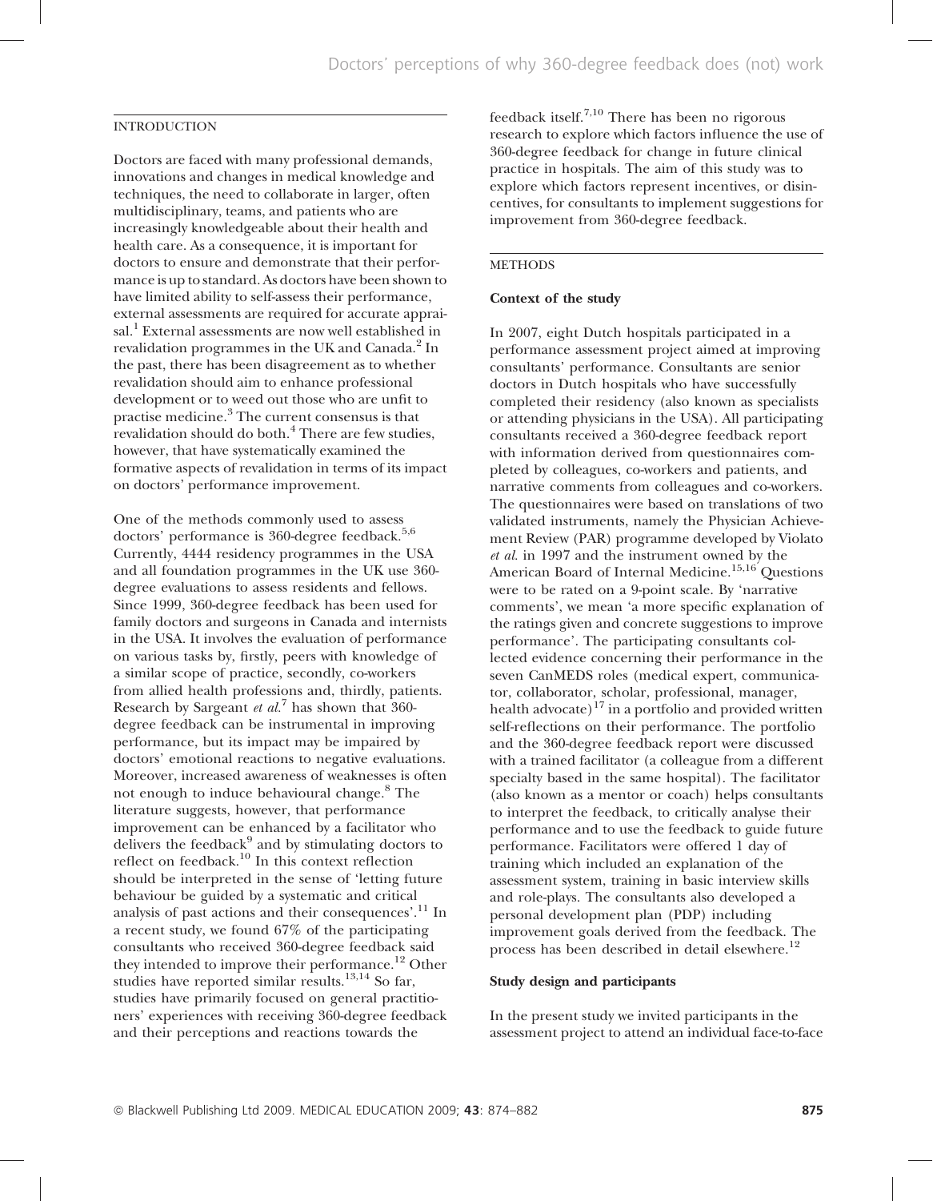## INTRODUCTION

Doctors are faced with many professional demands, innovations and changes in medical knowledge and techniques, the need to collaborate in larger, often multidisciplinary, teams, and patients who are increasingly knowledgeable about their health and health care. As a consequence, it is important for doctors to ensure and demonstrate that their performance is up to standard. As doctors have been shown to have limited ability to self-assess their performance, external assessments are required for accurate appraisal.[1] External assessments are now well established in revalidation programmes in the UK and Canada.[2] In the past, there has been disagreement as to whether revalidation should aim to enhance professional development or to weed out those who are unfit to practise medicine.[3] The current consensus is that revalidation should do both.[4] There are few studies, however, that have systematically examined the formative aspects of revalidation in terms of its impact on doctors' performance improvement.

One of the methods commonly used to assess doctors' performance is 360-degree feedback.[5,6] Currently, 4444 residency programmes in the USA and all foundation programmes in the UK use 360-degree evaluations to assess residents and fellows. Since 1999, 360-degree feedback has been used for family doctors and surgeons in Canada and internists in the USA. It involves the evaluation of performance on various tasks by, firstly, peers with knowledge of a similar scope of practice, secondly, co-workers from allied health professions and, thirdly, patients. Research by Sargeant *et al.*[7] has shown that 360-degree feedback can be instrumental in improving performance, but its impact may be impaired by doctors' emotional reactions to negative evaluations. Moreover, increased awareness of weaknesses is often not enough to induce behavioural change.[8] The literature suggests, however, that performance improvement can be enhanced by a facilitator who delivers the feedback[9] and by stimulating doctors to reflect on feedback.[10] In this context reflection should be interpreted in the sense of 'letting future behaviour be guided by a systematic and critical analysis of past actions and their consequences'.[11] In a recent study, we found 67% of the participating consultants who received 360-degree feedback said they intended to improve their performance.[12] Other studies have reported similar results.[13,14] So far, studies have primarily focused on general practitioners' experiences with receiving 360-degree feedback and their perceptions and reactions towards the feedback itself.[7,10] There has been no rigorous research to explore which factors influence the use of 360-degree feedback for change in future clinical practice in hospitals. The aim of this study was to explore which factors represent incentives, or disincentives, for consultants to implement suggestions for improvement from 360-degree feedback.

## METHODS

### Context of the study

In 2007, eight Dutch hospitals participated in a performance assessment project aimed at improving consultants' performance. Consultants are senior doctors in Dutch hospitals who have successfully completed their residency (also known as specialists or attending physicians in the USA). All participating consultants received a 360-degree feedback report with information derived from questionnaires completed by colleagues, co-workers and patients, and narrative comments from colleagues and co-workers. The questionnaires were based on translations of two validated instruments, namely the Physician Achievement Review (PAR) programme developed by Violato *et al.* in 1997 and the instrument owned by the American Board of Internal Medicine.[15,16] Questions were to be rated on a 9-point scale. By 'narrative comments', we mean 'a more specific explanation of the ratings given and concrete suggestions to improve performance'. The participating consultants collected evidence concerning their performance in the seven CanMEDS roles (medical expert, communicator, collaborator, scholar, professional, manager, health advocate)[17] in a portfolio and provided written self-reflections on their performance. The portfolio and the 360-degree feedback report were discussed with a trained facilitator (a colleague from a different specialty based in the same hospital). The facilitator (also known as a mentor or coach) helps consultants to interpret the feedback, to critically analyse their performance and to use the feedback to guide future performance. Facilitators were offered 1 day of training which included an explanation of the assessment system, training in basic interview skills and role-plays. The consultants also developed a personal development plan (PDP) including improvement goals derived from the feedback. The process has been described in detail elsewhere.[12]

### Study design and participants

In the present study we invited participants in the assessment project to attend an individual face-to-face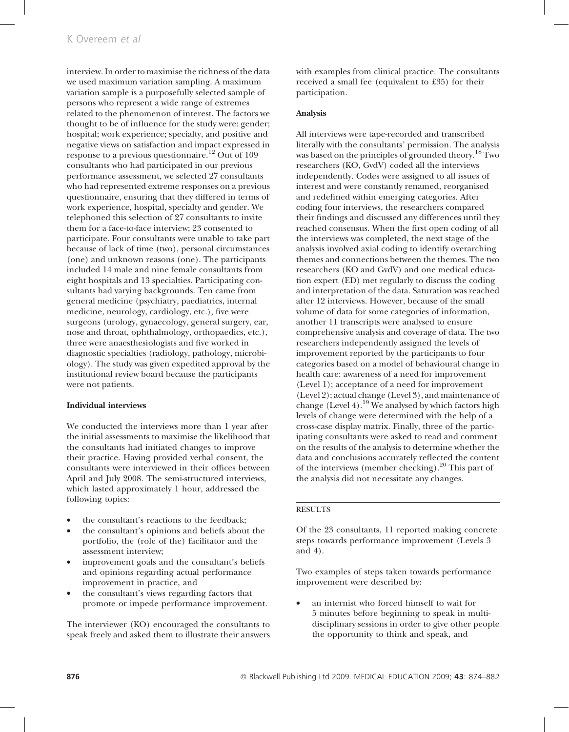interview. In order to maximise the richness of the data we used maximum variation sampling. A maximum variation sample is a purposefully selected sample of persons who represent a wide range of extremes related to the phenomenon of interest. The factors we thought to be of influence for the study were: gender; hospital; work experience; specialty, and positive and negative views on satisfaction and impact expressed in response to a previous questionnaire.[12] Out of 109 consultants who had participated in our previous performance assessment, we selected 27 consultants who had represented extreme responses on a previous questionnaire, ensuring that they differed in terms of work experience, hospital, specialty and gender. We telephoned this selection of 27 consultants to invite them for a face-to-face interview; 23 consented to participate. Four consultants were unable to take part because of lack of time (two), personal circumstances (one) and unknown reasons (one). The participants included 14 male and nine female consultants from eight hospitals and 13 specialties. Participating consultants had varying backgrounds. Ten came from general medicine (psychiatry, paediatrics, internal medicine, neurology, cardiology, etc.), five were surgeons (urology, gynaecology, general surgery, ear, nose and throat, ophthalmology, orthopaedics, etc.), three were anaesthesiologists and five worked in diagnostic specialties (radiology, pathology, microbiology). The study was given expedited approval by the institutional review board because the participants were not patients.

**Individual interviews**

We conducted the interviews more than 1 year after the initial assessments to maximise the likelihood that the consultants had initiated changes to improve their practice. Having provided verbal consent, the consultants were interviewed in their offices between April and July 2008. The semi-structured interviews, which lasted approximately 1 hour, addressed the following topics:

- the consultant's reactions to the feedback;
- the consultant's opinions and beliefs about the portfolio, the (role of the) facilitator and the assessment interview;
- improvement goals and the consultant's beliefs and opinions regarding actual performance improvement in practice, and
- the consultant's views regarding factors that promote or impede performance improvement.

The interviewer (KO) encouraged the consultants to speak freely and asked them to illustrate their answers with examples from clinical practice. The consultants received a small fee (equivalent to £35) for their participation.

**Analysis**

All interviews were tape-recorded and transcribed literally with the consultants' permission. The analysis was based on the principles of grounded theory.[18] Two researchers (KO, GvdV) coded all the interviews independently. Codes were assigned to all issues of interest and were constantly renamed, reorganised and redefined within emerging categories. After coding four interviews, the researchers compared their findings and discussed any differences until they reached consensus. When the first open coding of all the interviews was completed, the next stage of the analysis involved axial coding to identify overarching themes and connections between the themes. The two researchers (KO and GvdV) and one medical education expert (ED) met regularly to discuss the coding and interpretation of the data. Saturation was reached after 12 interviews. However, because of the small volume of data for some categories of information, another 11 transcripts were analysed to ensure comprehensive analysis and coverage of data. The two researchers independently assigned the levels of improvement reported by the participants to four categories based on a model of behavioural change in health care: awareness of a need for improvement (Level 1); acceptance of a need for improvement (Level 2); actual change (Level 3), and maintenance of change (Level 4).[19] We analysed by which factors high levels of change were determined with the help of a cross-case display matrix. Finally, three of the participating consultants were asked to read and comment on the results of the analysis to determine whether the data and conclusions accurately reflected the content of the interviews (member checking).[20] This part of the analysis did not necessitate any changes.

## RESULTS

Of the 23 consultants, 11 reported making concrete steps towards performance improvement (Levels 3 and 4).

Two examples of steps taken towards performance improvement were described by:

- an internist who forced himself to wait for 5 minutes before beginning to speak in multidisciplinary sessions in order to give other people the opportunity to think and speak, and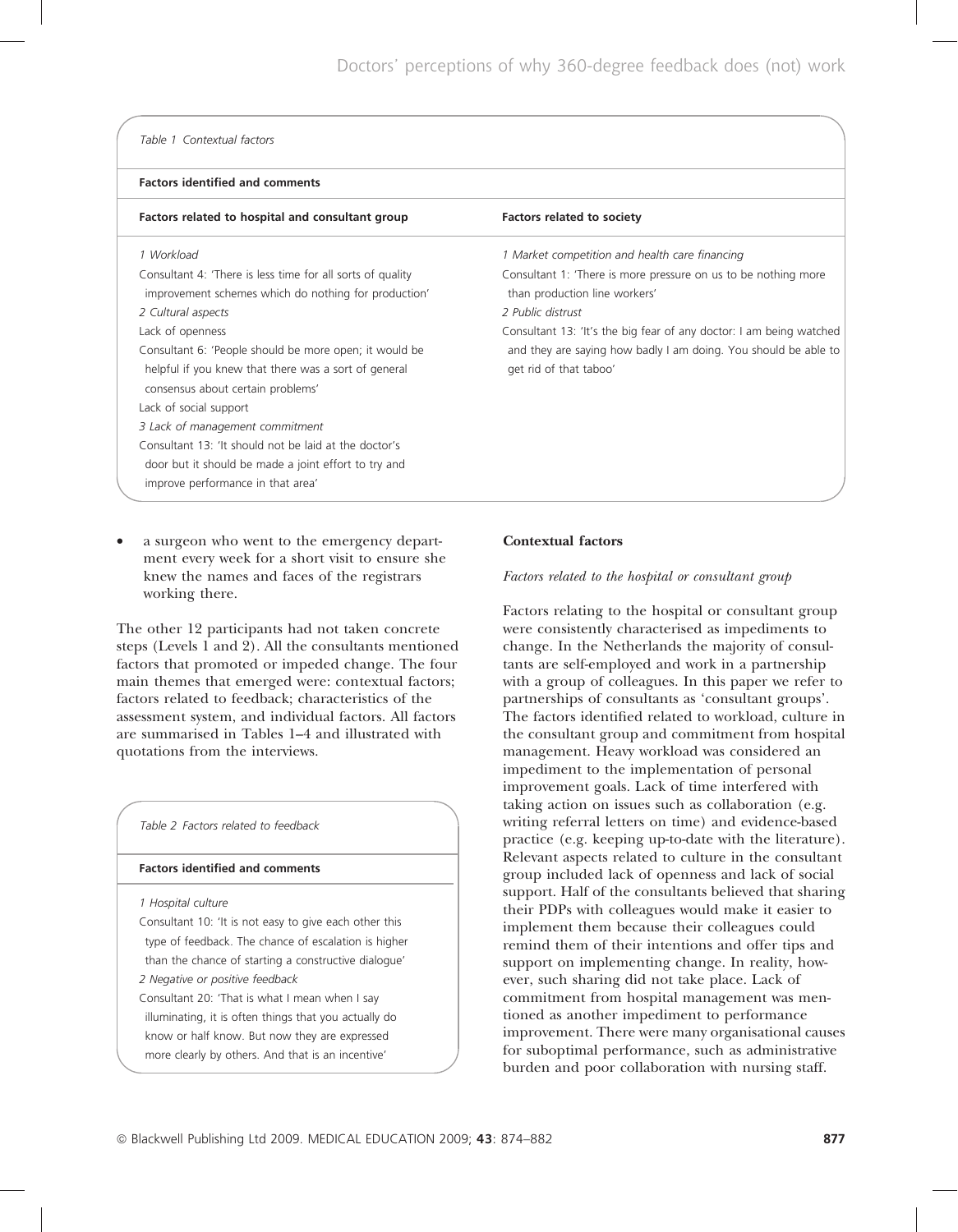Table 1 Contextual factors

| Factors identified and comments | |
| --- | --- |
| **Factors related to hospital and consultant group** | **Factors related to society** |
| *1 Workload* | *1 Market competition and health care financing* |
| Consultant 4: 'There is less time for all sorts of quality improvement schemes which do nothing for production' | Consultant 1: 'There is more pressure on us to be nothing more than production line workers' |
| *2 Cultural aspects* | *2 Public distrust* |
| Lack of openness | Consultant 13: 'It's the big fear of any doctor: I am being watched and they are saying how badly I am doing. You should be able to get rid of that taboo' |
| Consultant 6: 'People should be more open; it would be helpful if you knew that there was a sort of general consensus about certain problems' | |
| Lack of social support | |
| *3 Lack of management commitment* | |
| Consultant 13: 'It should not be laid at the doctor's door but it should be made a joint effort to try and improve performance in that area' | |

- a surgeon who went to the emergency department every week for a short visit to ensure she knew the names and faces of the registrars working there.

The other 12 participants had not taken concrete steps (Levels 1 and 2). All the consultants mentioned factors that promoted or impeded change. The four main themes that emerged were: contextual factors; factors related to feedback; characteristics of the assessment system, and individual factors. All factors are summarised in Tables 1–4 and illustrated with quotations from the interviews.

Table 2 Factors related to feedback

| Factors identified and comments |
| --- |
| *1 Hospital culture* |
| Consultant 10: 'It is not easy to give each other this type of feedback. The chance of escalation is higher than the chance of starting a constructive dialogue' |
| *2 Negative or positive feedback* |
| Consultant 20: 'That is what I mean when I say illuminating, it is often things that you actually do know or half know. But now they are expressed more clearly by others. And that is an incentive' |

**Contextual factors**

*Factors related to the hospital or consultant group*

Factors relating to the hospital or consultant group were consistently characterised as impediments to change. In the Netherlands the majority of consultants are self-employed and work in a partnership with a group of colleagues. In this paper we refer to partnerships of consultants as 'consultant groups'. The factors identified related to workload, culture in the consultant group and commitment from hospital management. Heavy workload was considered an impediment to the implementation of personal improvement goals. Lack of time interfered with taking action on issues such as collaboration (e.g. writing referral letters on time) and evidence-based practice (e.g. keeping up-to-date with the literature). Relevant aspects related to culture in the consultant group included lack of openness and lack of social support. Half of the consultants believed that sharing their PDPs with colleagues would make it easier to implement them because their colleagues could remind them of their intentions and offer tips and support on implementing change. In reality, however, such sharing did not take place. Lack of commitment from hospital management was mentioned as another impediment to performance improvement. There were many organisational causes for suboptimal performance, such as administrative burden and poor collaboration with nursing staff.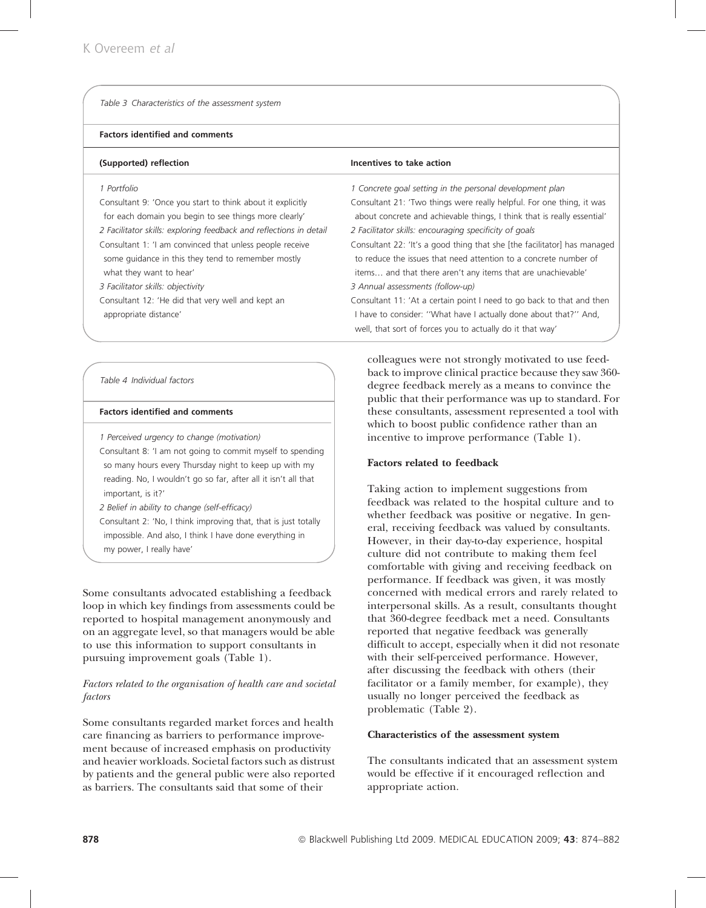Table 3 Characteristics of the assessment system

**Factors identified and comments**

| (Supported) reflection | Incentives to take action |
|---|---|
| *1 Portfolio* | *1 Concrete goal setting in the personal development plan* |
| Consultant 9: 'Once you start to think about it explicitly for each domain you begin to see things more clearly' | Consultant 21: 'Two things were really helpful. For one thing, it was about concrete and achievable things, I think that is really essential' |
| *2 Facilitator skills: exploring feedback and reflections in detail* | *2 Facilitator skills: encouraging specificity of goals* |
| Consultant 1: 'I am convinced that unless people receive some guidance in this they tend to remember mostly what they want to hear' | Consultant 22: 'It's a good thing that she [the facilitator] has managed to reduce the issues that need attention to a concrete number of items… and that there aren't any items that are unachievable' |
| *3 Facilitator skills: objectivity* | *3 Annual assessments (follow-up)* |
| Consultant 12: 'He did that very well and kept an appropriate distance' | Consultant 11: 'At a certain point I need to go back to that and then I have to consider: "What have I actually done about that?" And, well, that sort of forces you to actually do it that way' |

Table 4 Individual factors

**Factors identified and comments**

*1 Perceived urgency to change (motivation)*

Consultant 8: 'I am not going to commit myself to spending so many hours every Thursday night to keep up with my reading. No, I wouldn't go so far, after all it isn't all that important, is it?'

*2 Belief in ability to change (self-efficacy)*

Consultant 2: 'No, I think improving that, that is just totally impossible. And also, I think I have done everything in my power, I really have'

Some consultants advocated establishing a feedback loop in which key findings from assessments could be reported to hospital management anonymously and on an aggregate level, so that managers would be able to use this information to support consultants in pursuing improvement goals (Table 1).

#### *Factors related to the organisation of health care and societal factors*

Some consultants regarded market forces and health care financing as barriers to performance improvement because of increased emphasis on productivity and heavier workloads. Societal factors such as distrust by patients and the general public were also reported as barriers. The consultants said that some of their colleagues were not strongly motivated to use feedback to improve clinical practice because they saw 360-degree feedback merely as a means to convince the public that their performance was up to standard. For these consultants, assessment represented a tool with which to boost public confidence rather than an incentive to improve performance (Table 1).

### Factors related to feedback

Taking action to implement suggestions from feedback was related to the hospital culture and to whether feedback was positive or negative. In general, receiving feedback was valued by consultants. However, in their day-to-day experience, hospital culture did not contribute to making them feel comfortable with giving and receiving feedback on performance. If feedback was given, it was mostly concerned with medical errors and rarely related to interpersonal skills. As a result, consultants thought that 360-degree feedback met a need. Consultants reported that negative feedback was generally difficult to accept, especially when it did not resonate with their self-perceived performance. However, after discussing the feedback with others (their facilitator or a family member, for example), they usually no longer perceived the feedback as problematic (Table 2).

### Characteristics of the assessment system

The consultants indicated that an assessment system would be effective if it encouraged reflection and appropriate action.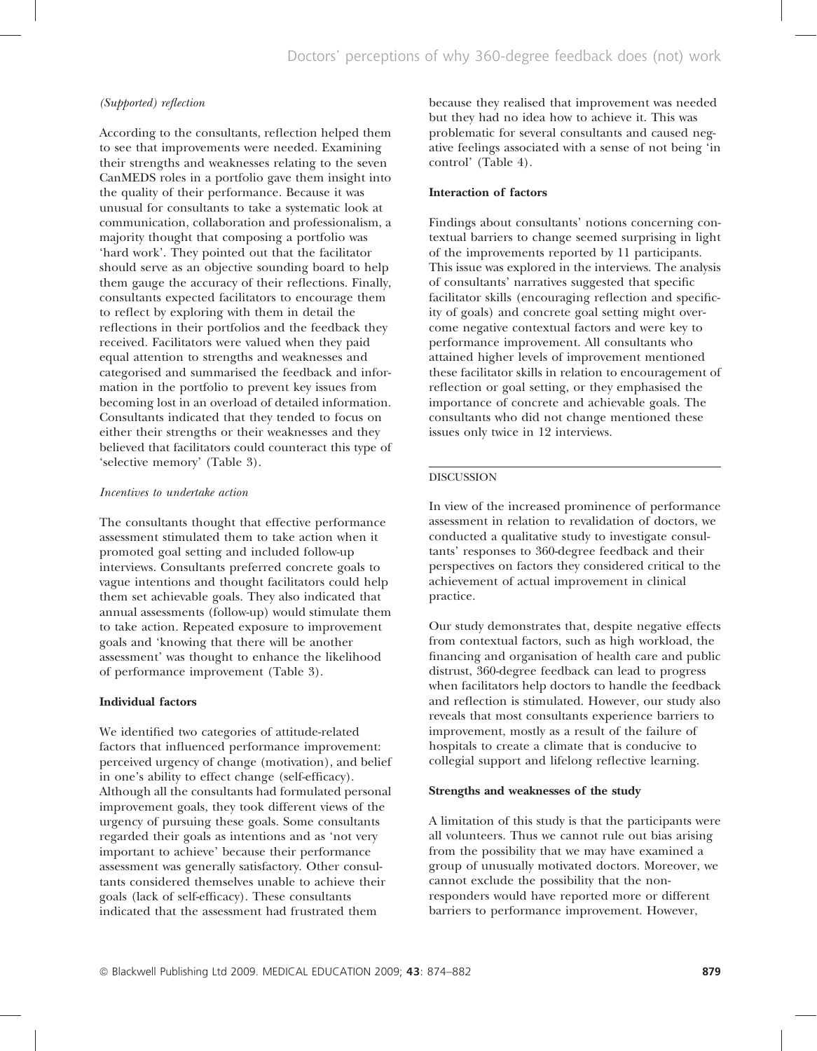*(Supported) reflection*

According to the consultants, reflection helped them to see that improvements were needed. Examining their strengths and weaknesses relating to the seven CanMEDS roles in a portfolio gave them insight into the quality of their performance. Because it was unusual for consultants to take a systematic look at communication, collaboration and professionalism, a majority thought that composing a portfolio was 'hard work'. They pointed out that the facilitator should serve as an objective sounding board to help them gauge the accuracy of their reflections. Finally, consultants expected facilitators to encourage them to reflect by exploring with them in detail the reflections in their portfolios and the feedback they received. Facilitators were valued when they paid equal attention to strengths and weaknesses and categorised and summarised the feedback and information in the portfolio to prevent key issues from becoming lost in an overload of detailed information. Consultants indicated that they tended to focus on either their strengths or their weaknesses and they believed that facilitators could counteract this type of 'selective memory' (Table 3).

*Incentives to undertake action*

The consultants thought that effective performance assessment stimulated them to take action when it promoted goal setting and included follow-up interviews. Consultants preferred concrete goals to vague intentions and thought facilitators could help them set achievable goals. They also indicated that annual assessments (follow-up) would stimulate them to take action. Repeated exposure to improvement goals and 'knowing that there will be another assessment' was thought to enhance the likelihood of performance improvement (Table 3).

**Individual factors**

We identified two categories of attitude-related factors that influenced performance improvement: perceived urgency of change (motivation), and belief in one's ability to effect change (self-efficacy). Although all the consultants had formulated personal improvement goals, they took different views of the urgency of pursuing these goals. Some consultants regarded their goals as intentions and as 'not very important to achieve' because their performance assessment was generally satisfactory. Other consultants considered themselves unable to achieve their goals (lack of self-efficacy). These consultants indicated that the assessment had frustrated them because they realised that improvement was needed but they had no idea how to achieve it. This was problematic for several consultants and caused negative feelings associated with a sense of not being 'in control' (Table 4).

**Interaction of factors**

Findings about consultants' notions concerning contextual barriers to change seemed surprising in light of the improvements reported by 11 participants. This issue was explored in the interviews. The analysis of consultants' narratives suggested that specific facilitator skills (encouraging reflection and specificity of goals) and concrete goal setting might overcome negative contextual factors and were key to performance improvement. All consultants who attained higher levels of improvement mentioned these facilitator skills in relation to encouragement of reflection or goal setting, or they emphasised the importance of concrete and achievable goals. The consultants who did not change mentioned these issues only twice in 12 interviews.

## DISCUSSION

In view of the increased prominence of performance assessment in relation to revalidation of doctors, we conducted a qualitative study to investigate consultants' responses to 360-degree feedback and their perspectives on factors they considered critical to the achievement of actual improvement in clinical practice.

Our study demonstrates that, despite negative effects from contextual factors, such as high workload, the financing and organisation of health care and public distrust, 360-degree feedback can lead to progress when facilitators help doctors to handle the feedback and reflection is stimulated. However, our study also reveals that most consultants experience barriers to improvement, mostly as a result of the failure of hospitals to create a climate that is conducive to collegial support and lifelong reflective learning.

**Strengths and weaknesses of the study**

A limitation of this study is that the participants were all volunteers. Thus we cannot rule out bias arising from the possibility that we may have examined a group of unusually motivated doctors. Moreover, we cannot exclude the possibility that the non-responders would have reported more or different barriers to performance improvement. However,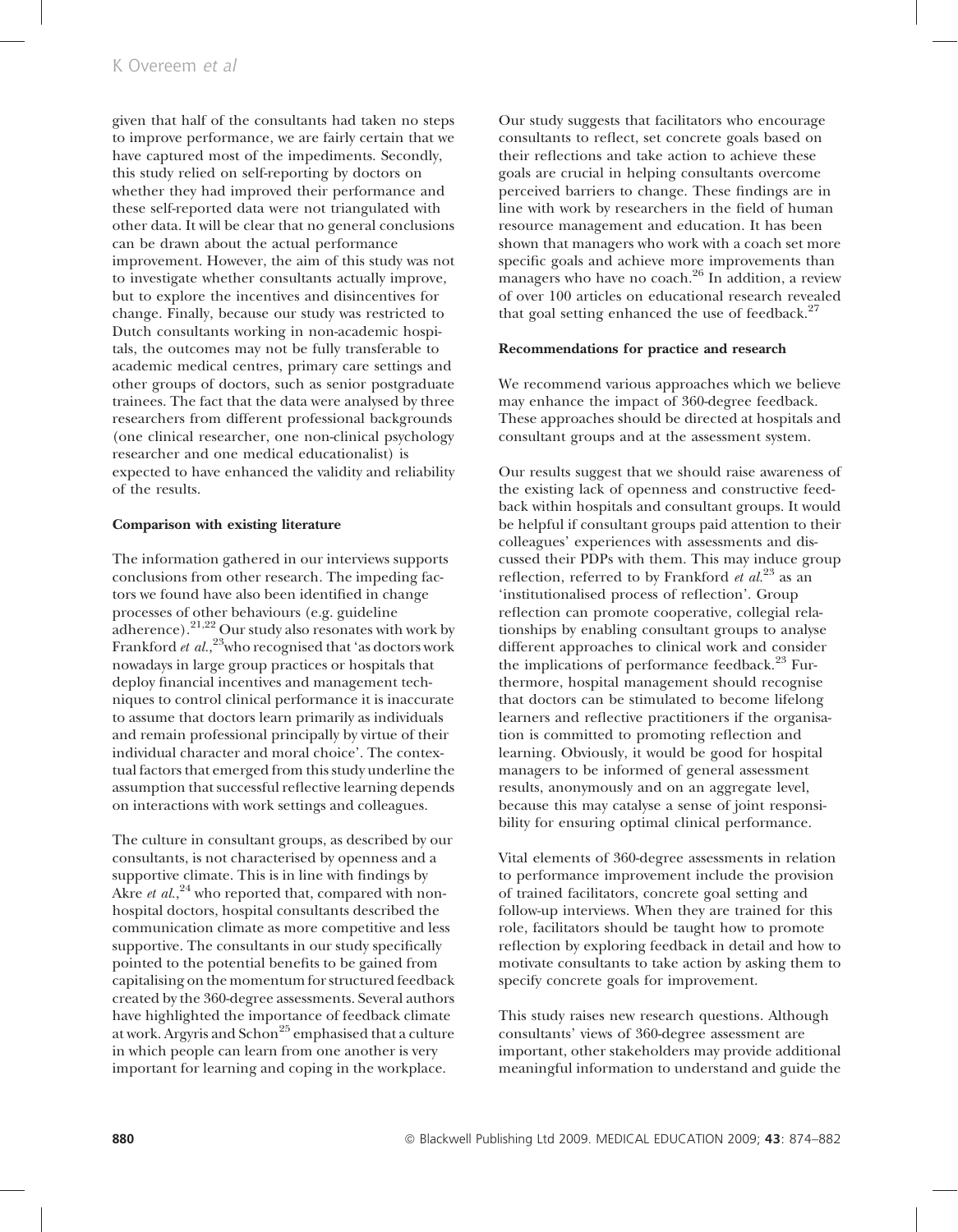given that half of the consultants had taken no steps to improve performance, we are fairly certain that we have captured most of the impediments. Secondly, this study relied on self-reporting by doctors on whether they had improved their performance and these self-reported data were not triangulated with other data. It will be clear that no general conclusions can be drawn about the actual performance improvement. However, the aim of this study was not to investigate whether consultants actually improve, but to explore the incentives and disincentives for change. Finally, because our study was restricted to Dutch consultants working in non-academic hospitals, the outcomes may not be fully transferable to academic medical centres, primary care settings and other groups of doctors, such as senior postgraduate trainees. The fact that the data were analysed by three researchers from different professional backgrounds (one clinical researcher, one non-clinical psychology researcher and one medical educationalist) is expected to have enhanced the validity and reliability of the results.

**Comparison with existing literature**

The information gathered in our interviews supports conclusions from other research. The impeding factors we found have also been identified in change processes of other behaviours (e.g. guideline adherence).[21,22] Our study also resonates with work by Frankford *et al.*,[23] who recognised that 'as doctors work nowadays in large group practices or hospitals that deploy financial incentives and management techniques to control clinical performance it is inaccurate to assume that doctors learn primarily as individuals and remain professional principally by virtue of their individual character and moral choice'. The contextual factors that emerged from this study underline the assumption that successful reflective learning depends on interactions with work settings and colleagues.

The culture in consultant groups, as described by our consultants, is not characterised by openness and a supportive climate. This is in line with findings by Akre *et al.*,[24] who reported that, compared with non-hospital doctors, hospital consultants described the communication climate as more competitive and less supportive. The consultants in our study specifically pointed to the potential benefits to be gained from capitalising on the momentum for structured feedback created by the 360-degree assessments. Several authors have highlighted the importance of feedback climate at work. Argyris and Schon[25] emphasised that a culture in which people can learn from one another is very important for learning and coping in the workplace.

Our study suggests that facilitators who encourage consultants to reflect, set concrete goals based on their reflections and take action to achieve these goals are crucial in helping consultants overcome perceived barriers to change. These findings are in line with work by researchers in the field of human resource management and education. It has been shown that managers who work with a coach set more specific goals and achieve more improvements than managers who have no coach.[26] In addition, a review of over 100 articles on educational research revealed that goal setting enhanced the use of feedback.[27]

**Recommendations for practice and research**

We recommend various approaches which we believe may enhance the impact of 360-degree feedback. These approaches should be directed at hospitals and consultant groups and at the assessment system.

Our results suggest that we should raise awareness of the existing lack of openness and constructive feedback within hospitals and consultant groups. It would be helpful if consultant groups paid attention to their colleagues' experiences with assessments and discussed their PDPs with them. This may induce group reflection, referred to by Frankford *et al.*[23] as an 'institutionalised process of reflection'. Group reflection can promote cooperative, collegial relationships by enabling consultant groups to analyse different approaches to clinical work and consider the implications of performance feedback.[23] Furthermore, hospital management should recognise that doctors can be stimulated to become lifelong learners and reflective practitioners if the organisation is committed to promoting reflection and learning. Obviously, it would be good for hospital managers to be informed of general assessment results, anonymously and on an aggregate level, because this may catalyse a sense of joint responsibility for ensuring optimal clinical performance.

Vital elements of 360-degree assessments in relation to performance improvement include the provision of trained facilitators, concrete goal setting and follow-up interviews. When they are trained for this role, facilitators should be taught how to promote reflection by exploring feedback in detail and how to motivate consultants to take action by asking them to specify concrete goals for improvement.

This study raises new research questions. Although consultants' views of 360-degree assessment are important, other stakeholders may provide additional meaningful information to understand and guide the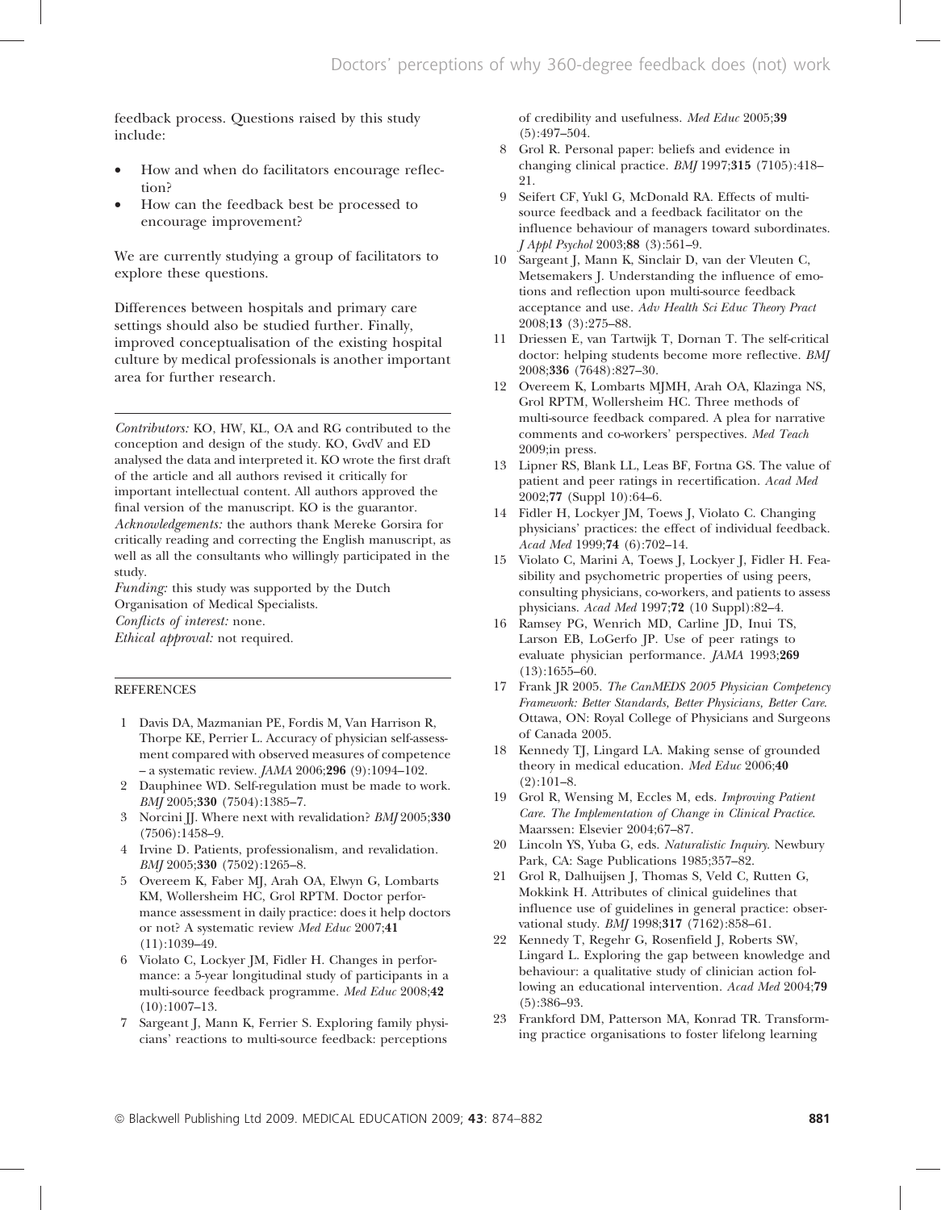feedback process. Questions raised by this study include:

- How and when do facilitators encourage reflection?
- How can the feedback best be processed to encourage improvement?

We are currently studying a group of facilitators to explore these questions.

Differences between hospitals and primary care settings should also be studied further. Finally, improved conceptualisation of the existing hospital culture by medical professionals is another important area for further research.

*Contributors:* KO, HW, KL, OA and RG contributed to the conception and design of the study. KO, GvdV and ED analysed the data and interpreted it. KO wrote the first draft of the article and all authors revised it critically for important intellectual content. All authors approved the final version of the manuscript. KO is the guarantor.
*Acknowledgements:* the authors thank Mereke Gorsira for critically reading and correcting the English manuscript, as well as all the consultants who willingly participated in the study.
*Funding:* this study was supported by the Dutch Organisation of Medical Specialists.
*Conflicts of interest:* none.
*Ethical approval:* not required.

## REFERENCES

1. Davis DA, Mazmanian PE, Fordis M, Van Harrison R, Thorpe KE, Perrier L. Accuracy of physician self-assessment compared with observed measures of competence – a systematic review. *JAMA* 2006;**296** (9):1094–102.
2. Dauphinee WD. Self-regulation must be made to work. *BMJ* 2005;**330** (7504):1385–7.
3. Norcini JJ. Where next with revalidation? *BMJ* 2005;**330** (7506):1458–9.
4. Irvine D. Patients, professionalism, and revalidation. *BMJ* 2005;**330** (7502):1265–8.
5. Overeem K, Faber MJ, Arah OA, Elwyn G, Lombarts KM, Wollersheim HC, Grol RPTM. Doctor performance assessment in daily practice: does it help doctors or not? A systematic review *Med Educ* 2007;**41** (11):1039–49.
6. Violato C, Lockyer JM, Fidler H. Changes in performance: a 5-year longitudinal study of participants in a multi-source feedback programme. *Med Educ* 2008;**42** (10):1007–13.
7. Sargeant J, Mann K, Ferrier S. Exploring family physicians' reactions to multi-source feedback: perceptions of credibility and usefulness. *Med Educ* 2005;**39** (5):497–504.
8. Grol R. Personal paper: beliefs and evidence in changing clinical practice. *BMJ* 1997;**315** (7105):418–21.
9. Seifert CF, Yukl G, McDonald RA. Effects of multisource feedback and a feedback facilitator on the influence behaviour of managers toward subordinates. *J Appl Psychol* 2003;**88** (3):561–9.
10. Sargeant J, Mann K, Sinclair D, van der Vleuten C, Metsemakers J. Understanding the influence of emotions and reflection upon multi-source feedback acceptance and use. *Adv Health Sci Educ Theory Pract* 2008;**13** (3):275–88.
11. Driessen E, van Tartwijk J, Dornan T. The self-critical doctor: helping students become more reflective. *BMJ* 2008;**336** (7648):827–30.
12. Overeem K, Lombarts MJMH, Arah OA, Klazinga NS, Grol RPTM, Wollersheim HC. Three methods of multi-source feedback compared. A plea for narrative comments and co-workers' perspectives. *Med Teach* 2009;in press.
13. Lipner RS, Blank LL, Leas BF, Fortna GS. The value of patient and peer ratings in recertification. *Acad Med* 2002;**77** (Suppl 10):64–6.
14. Fidler H, Lockyer JM, Toews J, Violato C. Changing physicians' practices: the effect of individual feedback. *Acad Med* 1999;**74** (6):702–14.
15. Violato C, Marini A, Toews J, Lockyer J, Fidler H. Feasibility and psychometric properties of using peers, consulting physicians, co-workers, and patients to assess physicians. *Acad Med* 1997;**72** (10 Suppl):82–4.
16. Ramsey PG, Wenrich MD, Carline JD, Inui TS, Larson EB, LoGerfo JP. Use of peer ratings to evaluate physician performance. *JAMA* 1993;**269** (13):1655–60.
17. Frank JR 2005. *The CanMEDS 2005 Physician Competency Framework: Better Standards, Better Physicians, Better Care.* Ottawa, ON: Royal College of Physicians and Surgeons of Canada 2005.
18. Kennedy TJ, Lingard LA. Making sense of grounded theory in medical education. *Med Educ* 2006;**40** (2):101–8.
19. Grol R, Wensing M, Eccles M, eds. *Improving Patient Care. The Implementation of Change in Clinical Practice.* Maarssen: Elsevier 2004;67–87.
20. Lincoln YS, Yuba G, eds. *Naturalistic Inquiry.* Newbury Park, CA: Sage Publications 1985;357–82.
21. Grol R, Dalhuijsen J, Thomas S, Veld C, Rutten G, Mokkink H. Attributes of clinical guidelines that influence use of guidelines in general practice: observational study. *BMJ* 1998;**317** (7162):858–61.
22. Kennedy T, Regehr G, Rosenfield J, Roberts SW, Lingard L. Exploring the gap between knowledge and behaviour: a qualitative study of clinician action following an educational intervention. *Acad Med* 2004;**79** (5):386–93.
23. Frankford DM, Patterson MA, Konrad TR. Transforming practice organisations to foster lifelong learning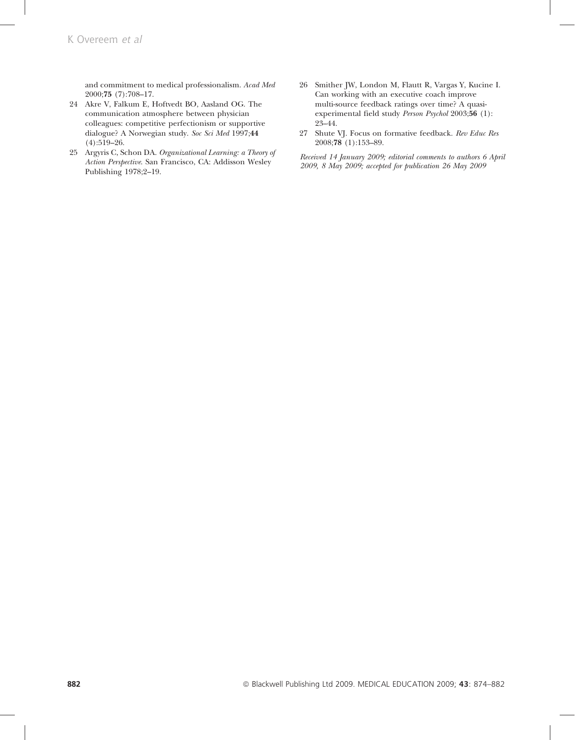and commitment to medical professionalism. *Acad Med* 2000;**75** (7):708–17.

24 Akre V, Falkum E, Hoftvedt BO, Aasland OG. The communication atmosphere between physician colleagues: competitive perfectionism or supportive dialogue? A Norwegian study. *Soc Sci Med* 1997;**44** (4):519–26.

25 Argyris C, Schon DA. *Organizational Learning: a Theory of Action Perspective*. San Francisco, CA: Addisson Wesley Publishing 1978;2–19.

26 Smither JW, London M, Flautt R, Vargas Y, Kucine I. Can working with an executive coach improve multi-source feedback ratings over time? A quasi-experimental field study *Person Psychol* 2003;**56** (1): 23–44.

27 Shute VJ. Focus on formative feedback. *Rev Educ Res* 2008;**78** (1):153–89.

*Received 14 January 2009; editorial comments to authors 6 April 2009, 8 May 2009; accepted for publication 26 May 2009*